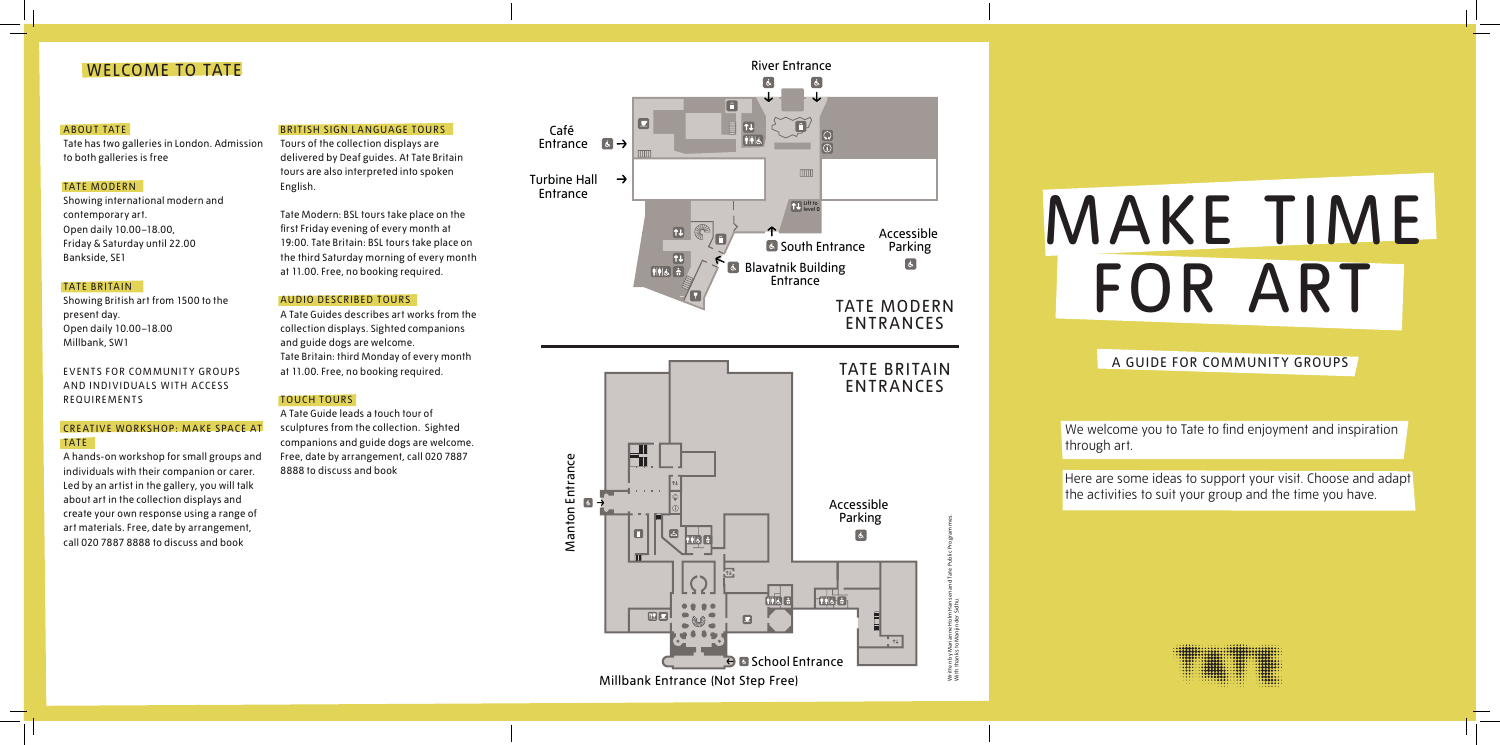## WELCOME TO TATE

### ABOUT TATE

Tate has two galleries in London. Admission to both galleries is free

### TATE MODERN

Showing international modern and contemporary art.
Open daily 10.00–18.00,
Friday & Saturday until 22.00
Bankside, SE1

### TATE BRITAIN

Showing British art from 1500 to the present day.
Open daily 10.00–18.00
Millbank, SW1

EVENTS FOR COMMUNITY GROUPS AND INDIVIDUALS WITH ACCESS REQUIREMENTS

### CREATIVE WORKSHOP: MAKE SPACE AT TATE

A hands-on workshop for small groups and individuals with their companion or carer. Led by an artist in the gallery, you will talk about art in the collection displays and create your own response using a range of art materials. Free, date by arrangement, call 020 7887 8888 to discuss and book

### BRITISH SIGN LANGUAGE TOURS

Tours of the collection displays are delivered by Deaf guides. At Tate Britain tours are also interpreted into spoken English.

Tate Modern: BSL tours take place on the first Friday evening of every month at 19:00. Tate Britain: BSL tours take place on the third Saturday morning of every month at 11.00. Free, no booking required.

### AUDIO DESCRIBED TOURS

A Tate Guides describes art works from the collection displays. Sighted companions and guide dogs are welcome.
Tate Britain: third Monday of every month at 11.00. Free, no booking required.

### TOUCH TOURS

A Tate Guide leads a touch tour of sculptures from the collection. Sighted companions and guide dogs are welcome. Free, date by arrangement, call 020 7887 8888 to discuss and book

## TATE MODERN ENTRANCES

River Entrance
Café Entrance
Turbine Hall Entrance
Lift to level 0
South Entrance
Blavatnik Building Entrance
Accessible Parking

## TATE BRITAIN ENTRANCES

Manton Entrance
Accessible Parking
School Entrance
Millbank Entrance (Not Step Free)

Written by Marianne Holm Hansson and Tate Public Programmes
With thanks to Manjinder Sidhu

# MAKE TIME FOR ART

## A GUIDE FOR COMMUNITY GROUPS

We welcome you to Tate to find enjoyment and inspiration through art.

Here are some ideas to support your visit. Choose and adapt the activities to suit your group and the time you have.

TATE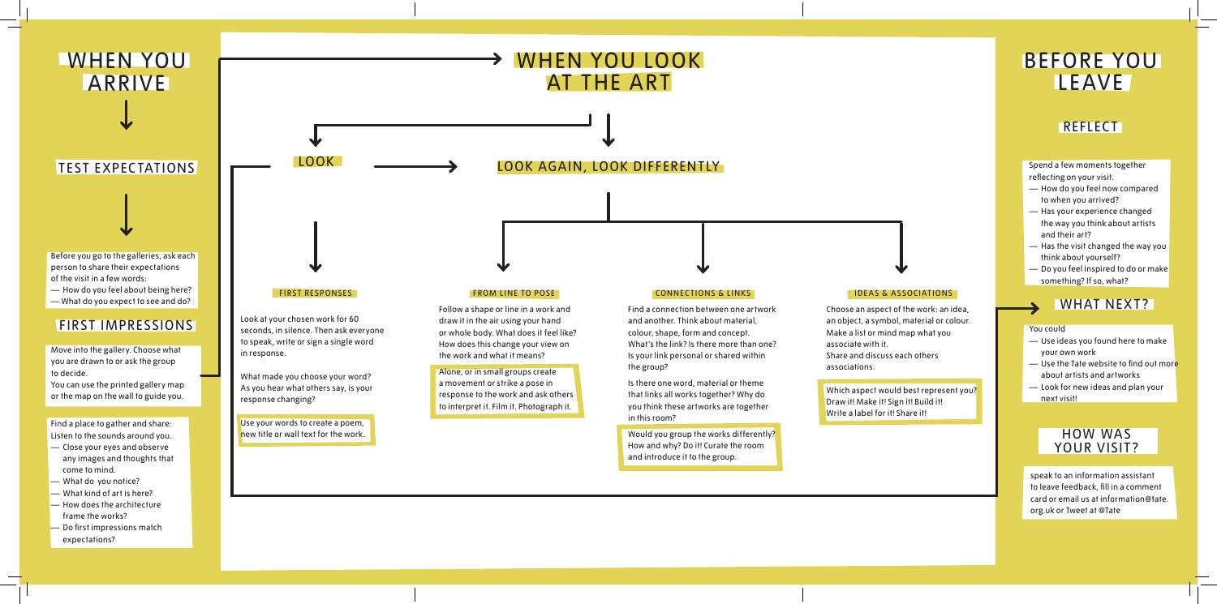# WHEN YOU ARRIVE

## TEST EXPECTATIONS

Before you go to the galleries, ask each person to share their expectations of the visit in a few words:

- — How do you feel about being here?
- — What do you expect to see and do?

## FIRST IMPRESSIONS

Move into the gallery. Choose what you are drawn to or ask the group to decide.

You can use the printed gallery map or the map on the wall to guide you.

Find a place to gather and share: Listen to the sounds around you.

- — Close your eyes and observe any images and thoughts that come to mind.
- — What do you notice?
- — What kind of art is here?
- — How does the architecture frame the works?
- — Do first impressions match expectations?

# WHEN YOU LOOK AT THE ART

## LOOK

### FIRST RESPONSES

Look at your chosen work for 60 seconds, in silence. Then ask everyone to speak, write or sign a single word in response.

What made you choose your word? As you hear what others say, is your response changing?

Use your words to create a poem, new title or wall text for the work.

## LOOK AGAIN, LOOK DIFFERENTLY

### FROM LINE TO POSE

Follow a shape or line in a work and draw it in the air using your hand or whole body. What does it feel like? How does this change your view on the work and what it means?

Alone, or in small groups create a movement or strike a pose in response to the work and ask others to interpret it. Film it. Photograph it.

### CONNECTIONS & LINKS

Find a connection between one artwork and another. Think about material, colour, shape, form and concept. What's the link? Is there more than one? Is your link personal or shared within the group?

Is there one word, material or theme that links all works together? Why do you think these artworks are together in this room?

Would you group the works differently? How and why? Do it! Curate the room and introduce it to the group.

### IDEAS & ASSOCIATIONS

Choose an aspect of the work: an idea, an object, a symbol, material or colour. Make a list or mind map what you associate with it.
Share and discuss each others associations.

Which aspect would best represent you? Draw it! Make it! Sign it! Build it! Write a label for it! Share it!

# BEFORE YOU LEAVE

## REFLECT

Spend a few moments together reflecting on your visit.

- — How do you feel now compared to when you arrived?
- — Has your experience changed the way you think about artists and their art?
- — Has the visit changed the way you think about yourself?
- — Do you feel inspired to do or make something? If so, what?

## WHAT NEXT?

You could

- — Use ideas you found here to make your own work
- — Use the Tate website to find out more about artists and artworks
- — Look for new ideas and plan your next visit!

## HOW WAS YOUR VISIT?

speak to an information assistant to leave feedback, fill in a comment card or email us at information@tate.org.uk or Tweet at @Tate